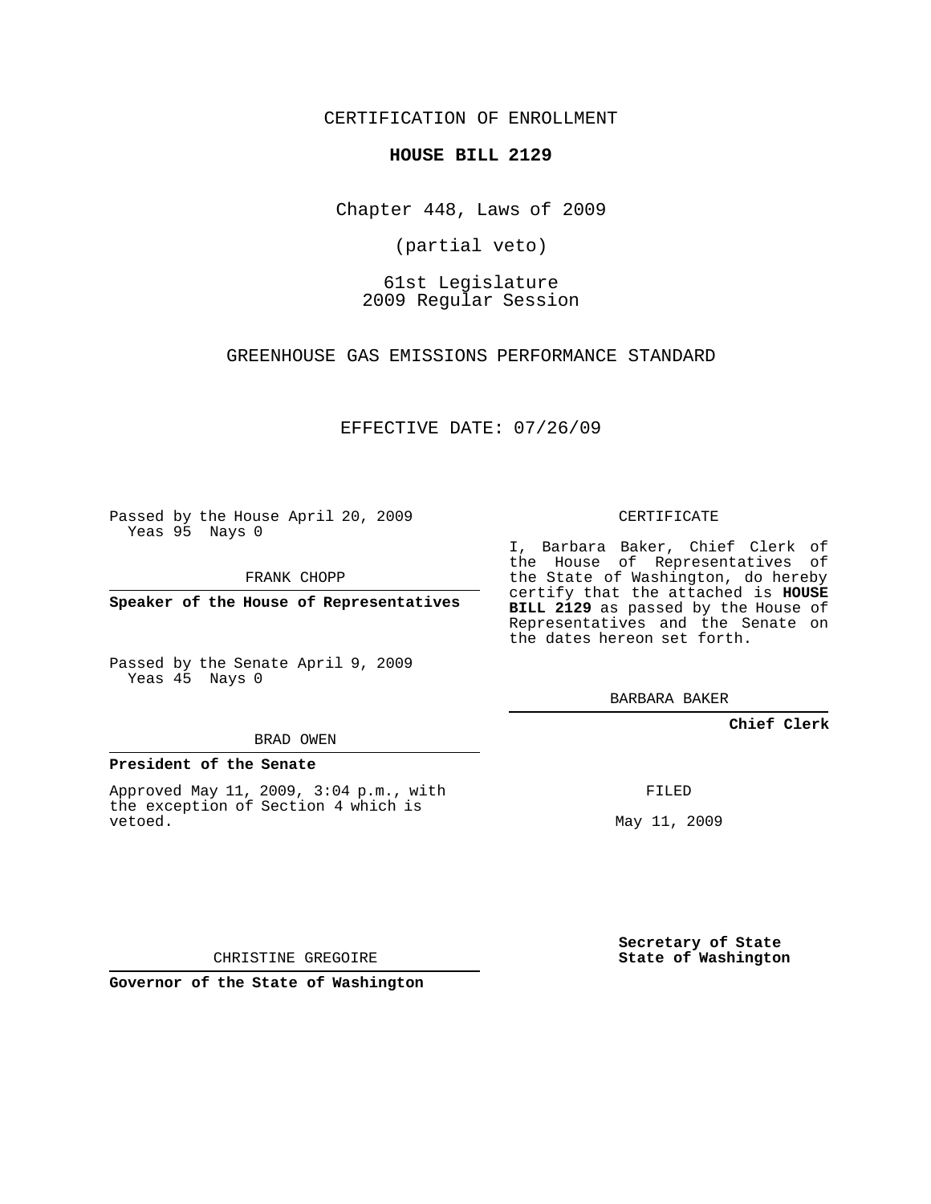CERTIFICATION OF ENROLLMENT

**HOUSE BILL 2129**

Chapter 448, Laws of 2009

(partial veto)

61st Legislature
2009 Regular Session

GREENHOUSE GAS EMISSIONS PERFORMANCE STANDARD

EFFECTIVE DATE: 07/26/09

Passed by the House April 20, 2009
Yeas 95 Nays 0

FRANK CHOPP

**Speaker of the House of Representatives**

Passed by the Senate April 9, 2009
Yeas 45 Nays 0

BRAD OWEN

**President of the Senate**

Approved May 11, 2009, 3:04 p.m., with the exception of Section 4 which is vetoed.

CHRISTINE GREGOIRE

**Governor of the State of Washington**

CERTIFICATE

I, Barbara Baker, Chief Clerk of the House of Representatives of the State of Washington, do hereby certify that the attached is **HOUSE BILL 2129** as passed by the House of Representatives and the Senate on the dates hereon set forth.

BARBARA BAKER

**Chief Clerk**

FILED

May 11, 2009

**Secretary of State**
**State of Washington**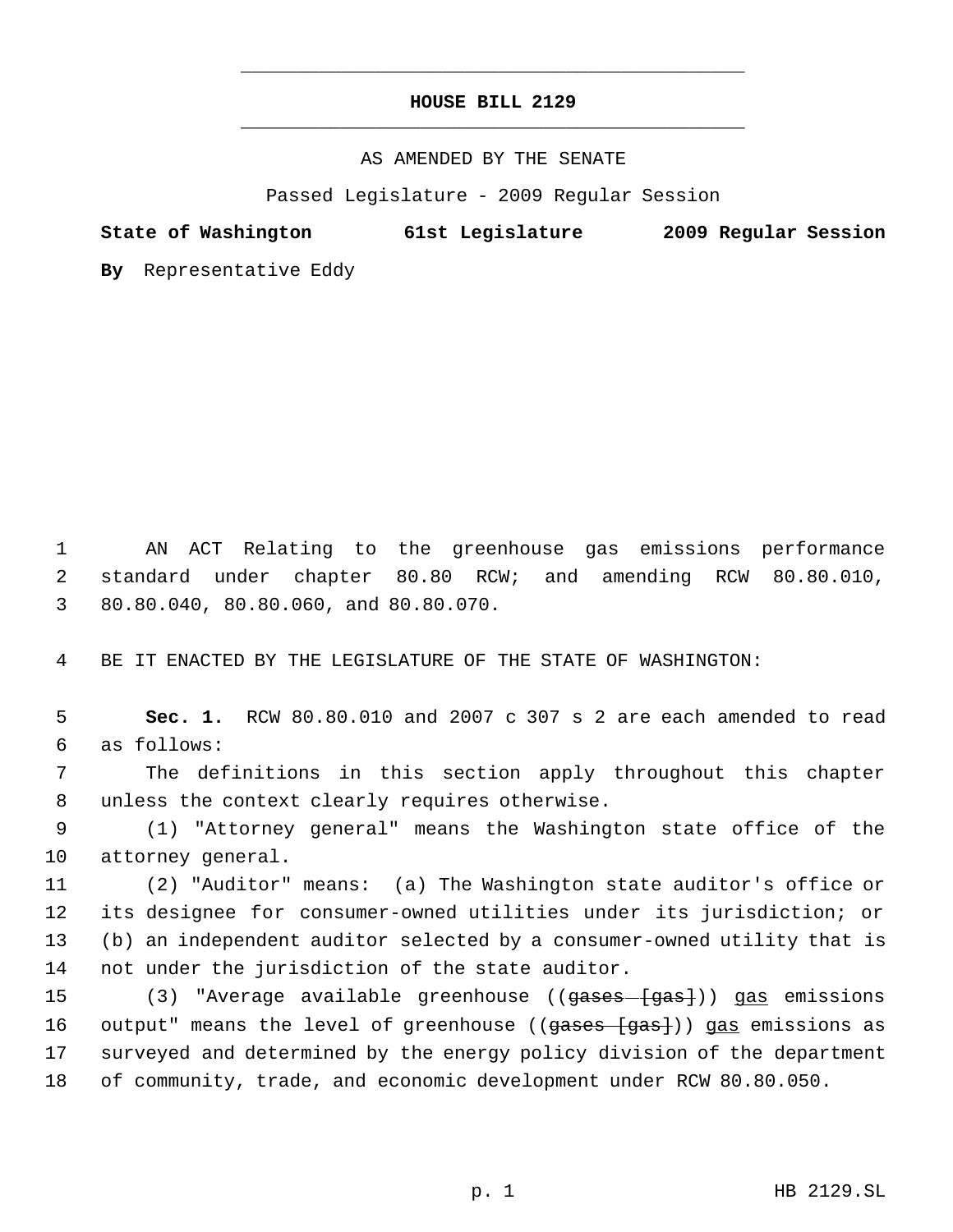# HOUSE BILL 2129

AS AMENDED BY THE SENATE

Passed Legislature - 2009 Regular Session

**State of Washington 61st Legislature 2009 Regular Session**

**By** Representative Eddy

1 AN ACT Relating to the greenhouse gas emissions performance
2 standard under chapter 80.80 RCW; and amending RCW 80.80.010,
3 80.80.040, 80.80.060, and 80.80.070.

4 BE IT ENACTED BY THE LEGISLATURE OF THE STATE OF WASHINGTON:

5 **Sec. 1.** RCW 80.80.010 and 2007 c 307 s 2 are each amended to read
6 as follows:

7 The definitions in this section apply throughout this chapter
8 unless the context clearly requires otherwise.

9 (1) "Attorney general" means the Washington state office of the
10 attorney general.

11 (2) "Auditor" means: (a) The Washington state auditor's office or
12 its designee for consumer-owned utilities under its jurisdiction; or
13 (b) an independent auditor selected by a consumer-owned utility that is
14 not under the jurisdiction of the state auditor.

15 (3) "Average available greenhouse ((~~gases [gas]~~)) gas emissions
16 output" means the level of greenhouse ((~~gases [gas]~~)) gas emissions as
17 surveyed and determined by the energy policy division of the department
18 of community, trade, and economic development under RCW 80.80.050.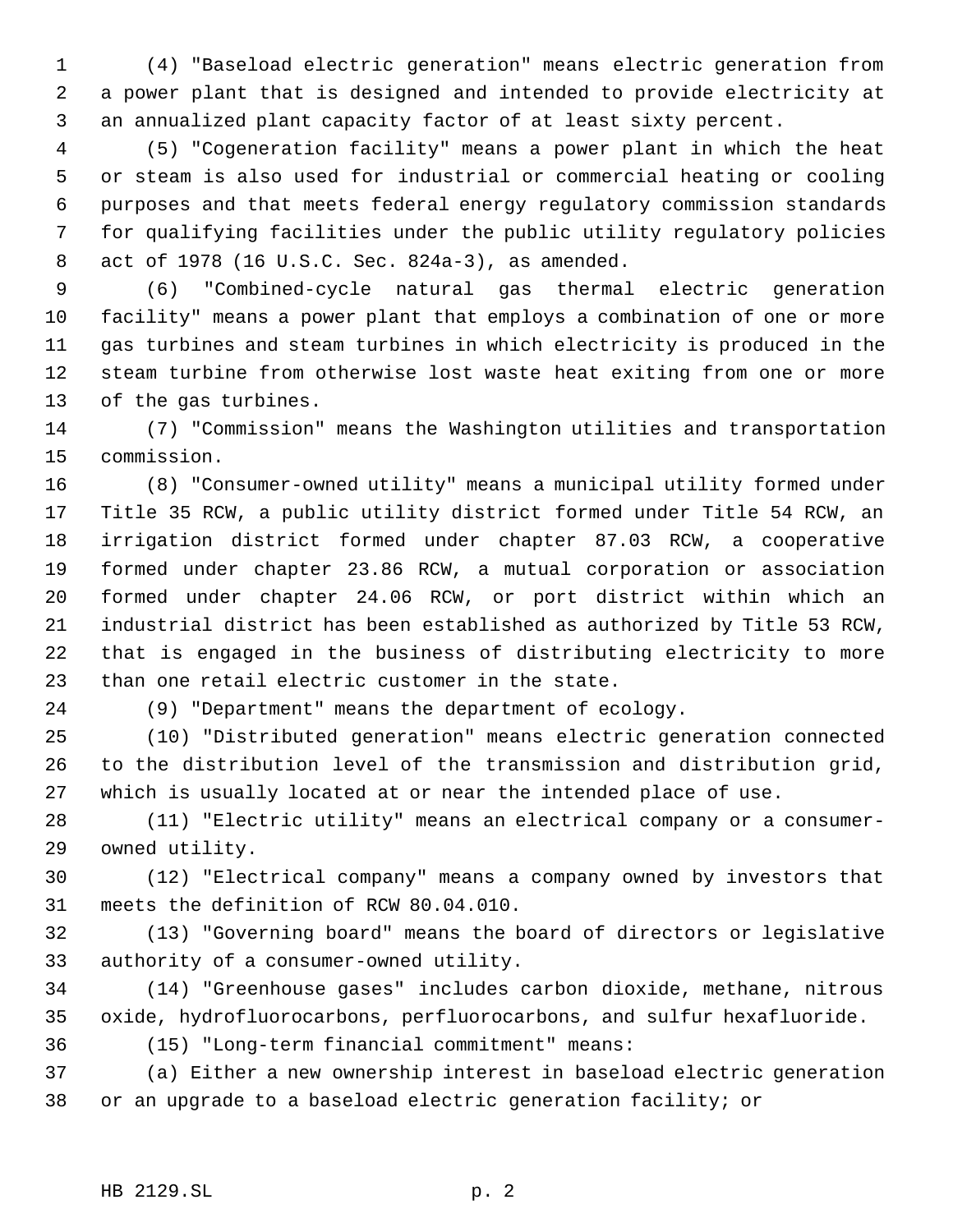(4) "Baseload electric generation" means electric generation from a power plant that is designed and intended to provide electricity at an annualized plant capacity factor of at least sixty percent.

(5) "Cogeneration facility" means a power plant in which the heat or steam is also used for industrial or commercial heating or cooling purposes and that meets federal energy regulatory commission standards for qualifying facilities under the public utility regulatory policies act of 1978 (16 U.S.C. Sec. 824a-3), as amended.

(6) "Combined-cycle natural gas thermal electric generation facility" means a power plant that employs a combination of one or more gas turbines and steam turbines in which electricity is produced in the steam turbine from otherwise lost waste heat exiting from one or more of the gas turbines.

(7) "Commission" means the Washington utilities and transportation commission.

(8) "Consumer-owned utility" means a municipal utility formed under Title 35 RCW, a public utility district formed under Title 54 RCW, an irrigation district formed under chapter 87.03 RCW, a cooperative formed under chapter 23.86 RCW, a mutual corporation or association formed under chapter 24.06 RCW, or port district within which an industrial district has been established as authorized by Title 53 RCW, that is engaged in the business of distributing electricity to more than one retail electric customer in the state.

(9) "Department" means the department of ecology.

(10) "Distributed generation" means electric generation connected to the distribution level of the transmission and distribution grid, which is usually located at or near the intended place of use.

(11) "Electric utility" means an electrical company or a consumer-owned utility.

(12) "Electrical company" means a company owned by investors that meets the definition of RCW 80.04.010.

(13) "Governing board" means the board of directors or legislative authority of a consumer-owned utility.

(14) "Greenhouse gases" includes carbon dioxide, methane, nitrous oxide, hydrofluorocarbons, perfluorocarbons, and sulfur hexafluoride.

(15) "Long-term financial commitment" means:

(a) Either a new ownership interest in baseload electric generation or an upgrade to a baseload electric generation facility; or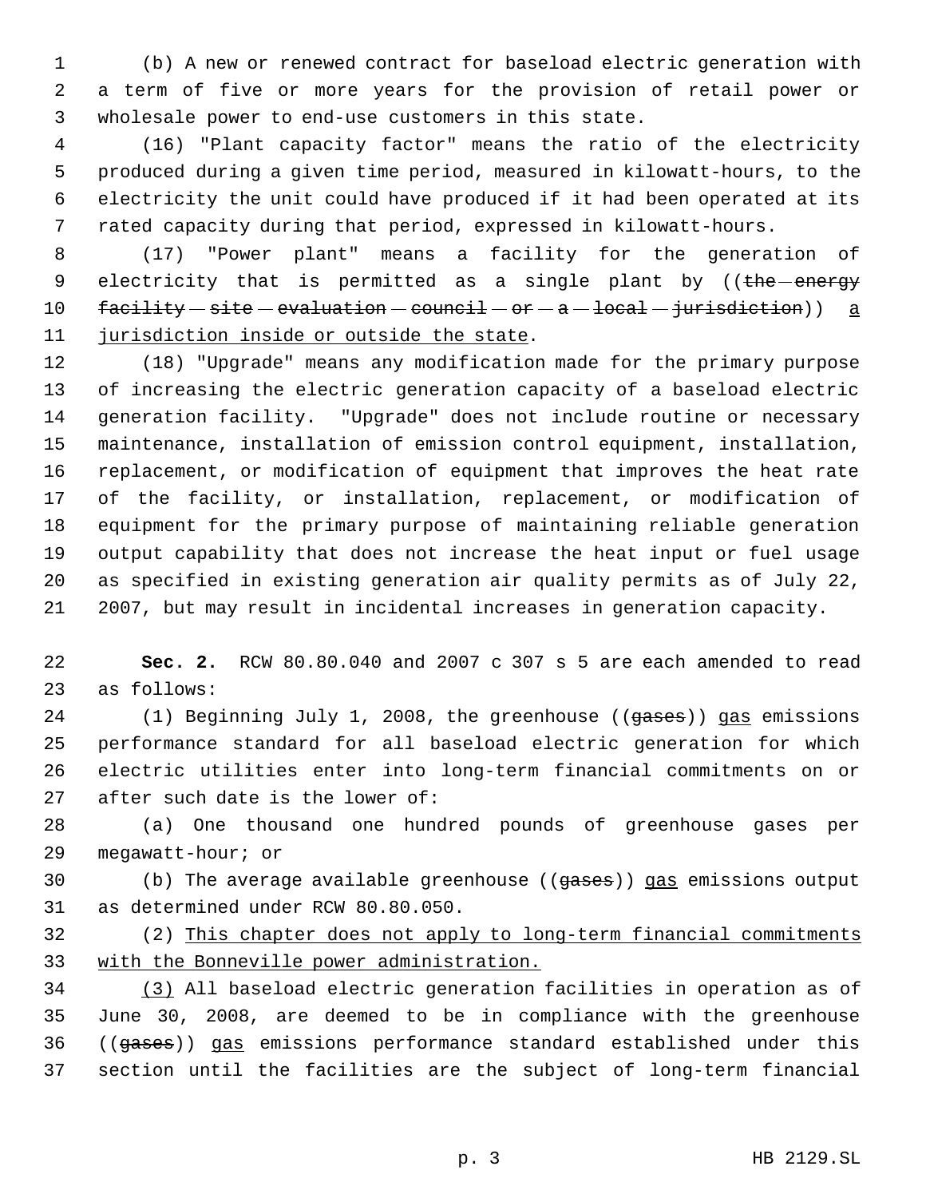(b) A new or renewed contract for baseload electric generation with a term of five or more years for the provision of retail power or wholesale power to end-use customers in this state.

(16) "Plant capacity factor" means the ratio of the electricity produced during a given time period, measured in kilowatt-hours, to the electricity the unit could have produced if it had been operated at its rated capacity during that period, expressed in kilowatt-hours.

(17) "Power plant" means a facility for the generation of electricity that is permitted as a single plant by ((~~the energy facility site evaluation council or a local jurisdiction~~)) a jurisdiction inside or outside the state.

(18) "Upgrade" means any modification made for the primary purpose of increasing the electric generation capacity of a baseload electric generation facility. "Upgrade" does not include routine or necessary maintenance, installation of emission control equipment, installation, replacement, or modification of equipment that improves the heat rate of the facility, or installation, replacement, or modification of equipment for the primary purpose of maintaining reliable generation output capability that does not increase the heat input or fuel usage as specified in existing generation air quality permits as of July 22, 2007, but may result in incidental increases in generation capacity.

**Sec. 2.** RCW 80.80.040 and 2007 c 307 s 5 are each amended to read as follows:

(1) Beginning July 1, 2008, the greenhouse ((~~gases~~)) gas emissions performance standard for all baseload electric generation for which electric utilities enter into long-term financial commitments on or after such date is the lower of:

(a) One thousand one hundred pounds of greenhouse gases per megawatt-hour; or

(b) The average available greenhouse ((~~gases~~)) gas emissions output as determined under RCW 80.80.050.

(2) This chapter does not apply to long-term financial commitments with the Bonneville power administration.

(3) All baseload electric generation facilities in operation as of June 30, 2008, are deemed to be in compliance with the greenhouse ((~~gases~~)) gas emissions performance standard established under this section until the facilities are the subject of long-term financial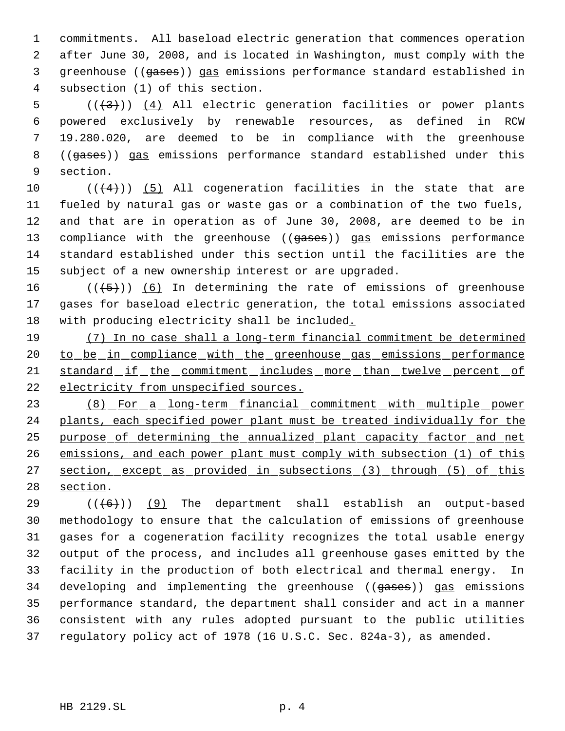commitments. All baseload electric generation that commences operation after June 30, 2008, and is located in Washington, must comply with the greenhouse ((~~gases~~)) <u>gas</u> emissions performance standard established in subsection (1) of this section.

((~~(3)~~)) <u>(4)</u> All electric generation facilities or power plants powered exclusively by renewable resources, as defined in RCW 19.280.020, are deemed to be in compliance with the greenhouse ((~~gases~~)) <u>gas</u> emissions performance standard established under this section.

((~~(4)~~)) <u>(5)</u> All cogeneration facilities in the state that are fueled by natural gas or waste gas or a combination of the two fuels, and that are in operation as of June 30, 2008, are deemed to be in compliance with the greenhouse ((~~gases~~)) <u>gas</u> emissions performance standard established under this section until the facilities are the subject of a new ownership interest or are upgraded.

((~~(5)~~)) <u>(6)</u> In determining the rate of emissions of greenhouse gases for baseload electric generation, the total emissions associated with producing electricity shall be included<u>.</u>

<u>(7) In no case shall a long-term financial commitment be determined to be in compliance with the greenhouse gas emissions performance standard if the commitment includes more than twelve percent of electricity from unspecified sources.</u>

<u>(8) For a long-term financial commitment with multiple power plants, each specified power plant must be treated individually for the purpose of determining the annualized plant capacity factor and net emissions, and each power plant must comply with subsection (1) of this section, except as provided in subsections (3) through (5) of this section</u>.

((~~(6)~~)) <u>(9)</u> The department shall establish an output-based methodology to ensure that the calculation of emissions of greenhouse gases for a cogeneration facility recognizes the total usable energy output of the process, and includes all greenhouse gases emitted by the facility in the production of both electrical and thermal energy. In developing and implementing the greenhouse ((~~gases~~)) <u>gas</u> emissions performance standard, the department shall consider and act in a manner consistent with any rules adopted pursuant to the public utilities regulatory policy act of 1978 (16 U.S.C. Sec. 824a-3), as amended.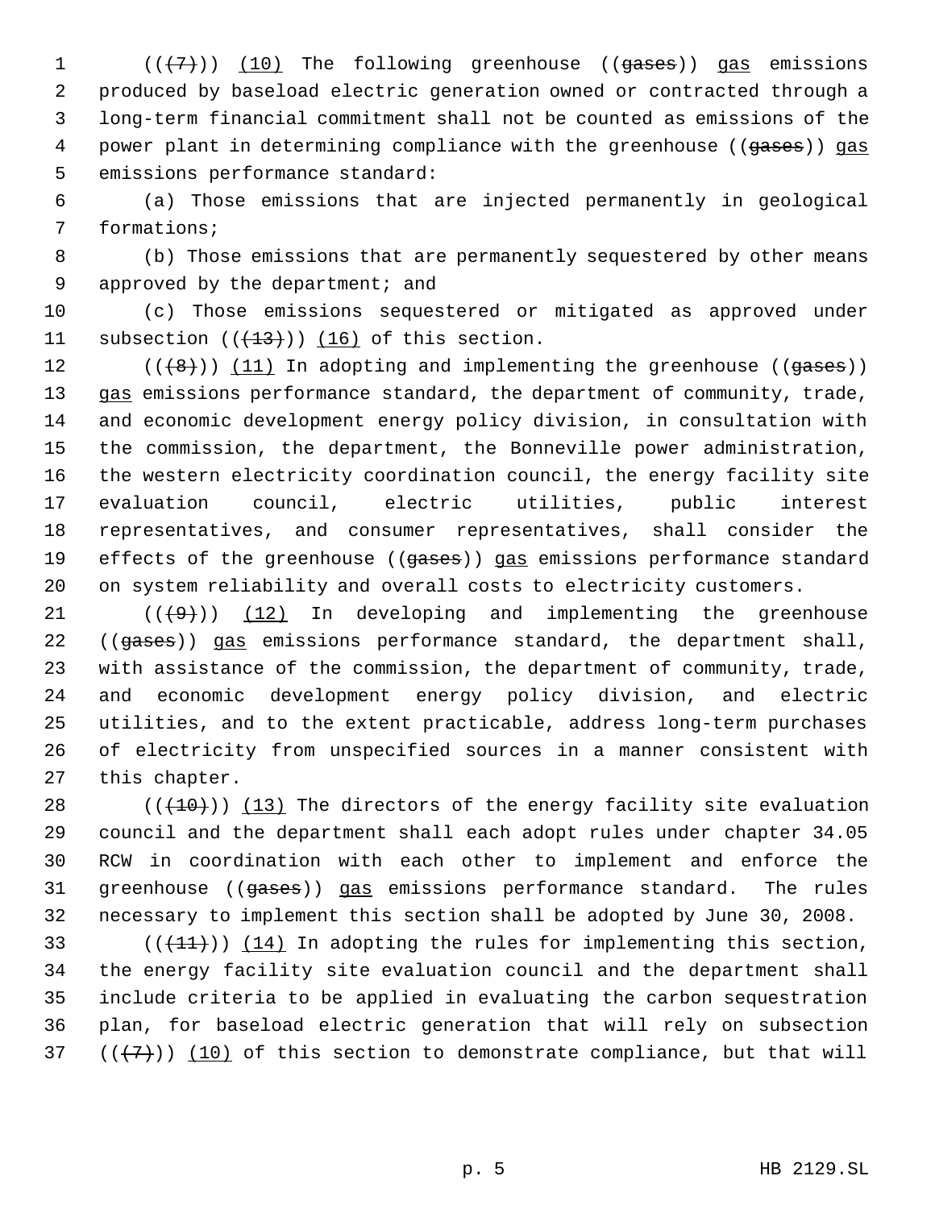((~~(7)~~)) <u>(10)</u> The following greenhouse ((~~gases~~)) <u>gas</u> emissions produced by baseload electric generation owned or contracted through a long-term financial commitment shall not be counted as emissions of the power plant in determining compliance with the greenhouse ((~~gases~~)) <u>gas</u> emissions performance standard:

(a) Those emissions that are injected permanently in geological formations;

(b) Those emissions that are permanently sequestered by other means approved by the department; and

(c) Those emissions sequestered or mitigated as approved under subsection ((~~(13)~~)) <u>(16)</u> of this section.

((~~(8)~~)) <u>(11)</u> In adopting and implementing the greenhouse ((~~gases~~)) <u>gas</u> emissions performance standard, the department of community, trade, and economic development energy policy division, in consultation with the commission, the department, the Bonneville power administration, the western electricity coordination council, the energy facility site evaluation council, electric utilities, public interest representatives, and consumer representatives, shall consider the effects of the greenhouse ((~~gases~~)) <u>gas</u> emissions performance standard on system reliability and overall costs to electricity customers.

((~~(9)~~)) <u>(12)</u> In developing and implementing the greenhouse ((~~gases~~)) <u>gas</u> emissions performance standard, the department shall, with assistance of the commission, the department of community, trade, and economic development energy policy division, and electric utilities, and to the extent practicable, address long-term purchases of electricity from unspecified sources in a manner consistent with this chapter.

((~~(10)~~)) <u>(13)</u> The directors of the energy facility site evaluation council and the department shall each adopt rules under chapter 34.05 RCW in coordination with each other to implement and enforce the greenhouse ((~~gases~~)) <u>gas</u> emissions performance standard. The rules necessary to implement this section shall be adopted by June 30, 2008.

((~~(11)~~)) <u>(14)</u> In adopting the rules for implementing this section, the energy facility site evaluation council and the department shall include criteria to be applied in evaluating the carbon sequestration plan, for baseload electric generation that will rely on subsection ((~~(7)~~)) <u>(10)</u> of this section to demonstrate compliance, but that will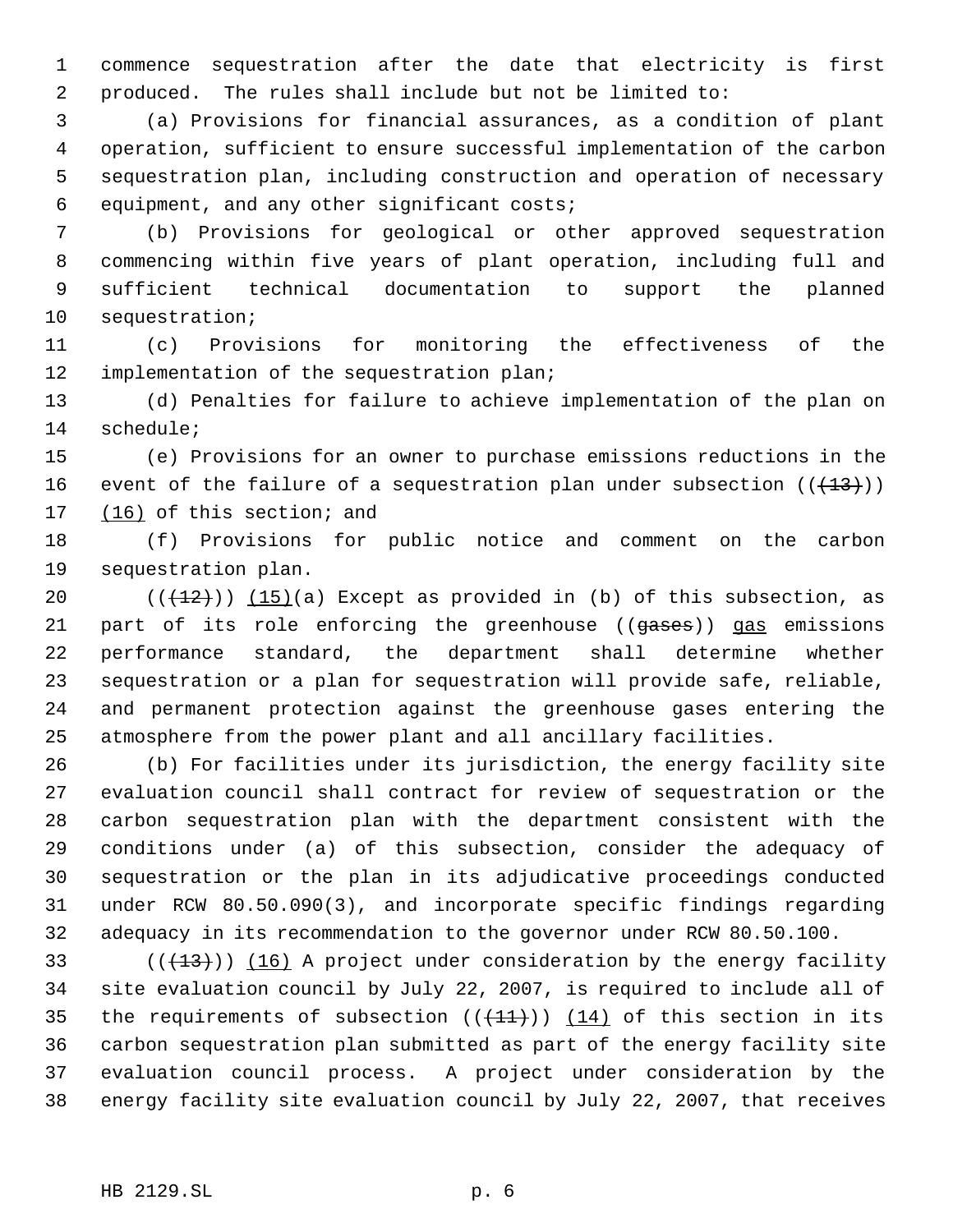commence sequestration after the date that electricity is first produced. The rules shall include but not be limited to:

(a) Provisions for financial assurances, as a condition of plant operation, sufficient to ensure successful implementation of the carbon sequestration plan, including construction and operation of necessary equipment, and any other significant costs;

(b) Provisions for geological or other approved sequestration commencing within five years of plant operation, including full and sufficient technical documentation to support the planned sequestration;

(c) Provisions for monitoring the effectiveness of the implementation of the sequestration plan;

(d) Penalties for failure to achieve implementation of the plan on schedule;

(e) Provisions for an owner to purchase emissions reductions in the event of the failure of a sequestration plan under subsection ((~~(13)~~)) (16) of this section; and

(f) Provisions for public notice and comment on the carbon sequestration plan.

((~~(12)~~)) (15)(a) Except as provided in (b) of this subsection, as part of its role enforcing the greenhouse ((~~gases~~)) gas emissions performance standard, the department shall determine whether sequestration or a plan for sequestration will provide safe, reliable, and permanent protection against the greenhouse gases entering the atmosphere from the power plant and all ancillary facilities.

(b) For facilities under its jurisdiction, the energy facility site evaluation council shall contract for review of sequestration or the carbon sequestration plan with the department consistent with the conditions under (a) of this subsection, consider the adequacy of sequestration or the plan in its adjudicative proceedings conducted under RCW 80.50.090(3), and incorporate specific findings regarding adequacy in its recommendation to the governor under RCW 80.50.100.

((~~(13)~~)) (16) A project under consideration by the energy facility site evaluation council by July 22, 2007, is required to include all of the requirements of subsection ((~~(11)~~)) (14) of this section in its carbon sequestration plan submitted as part of the energy facility site evaluation council process. A project under consideration by the energy facility site evaluation council by July 22, 2007, that receives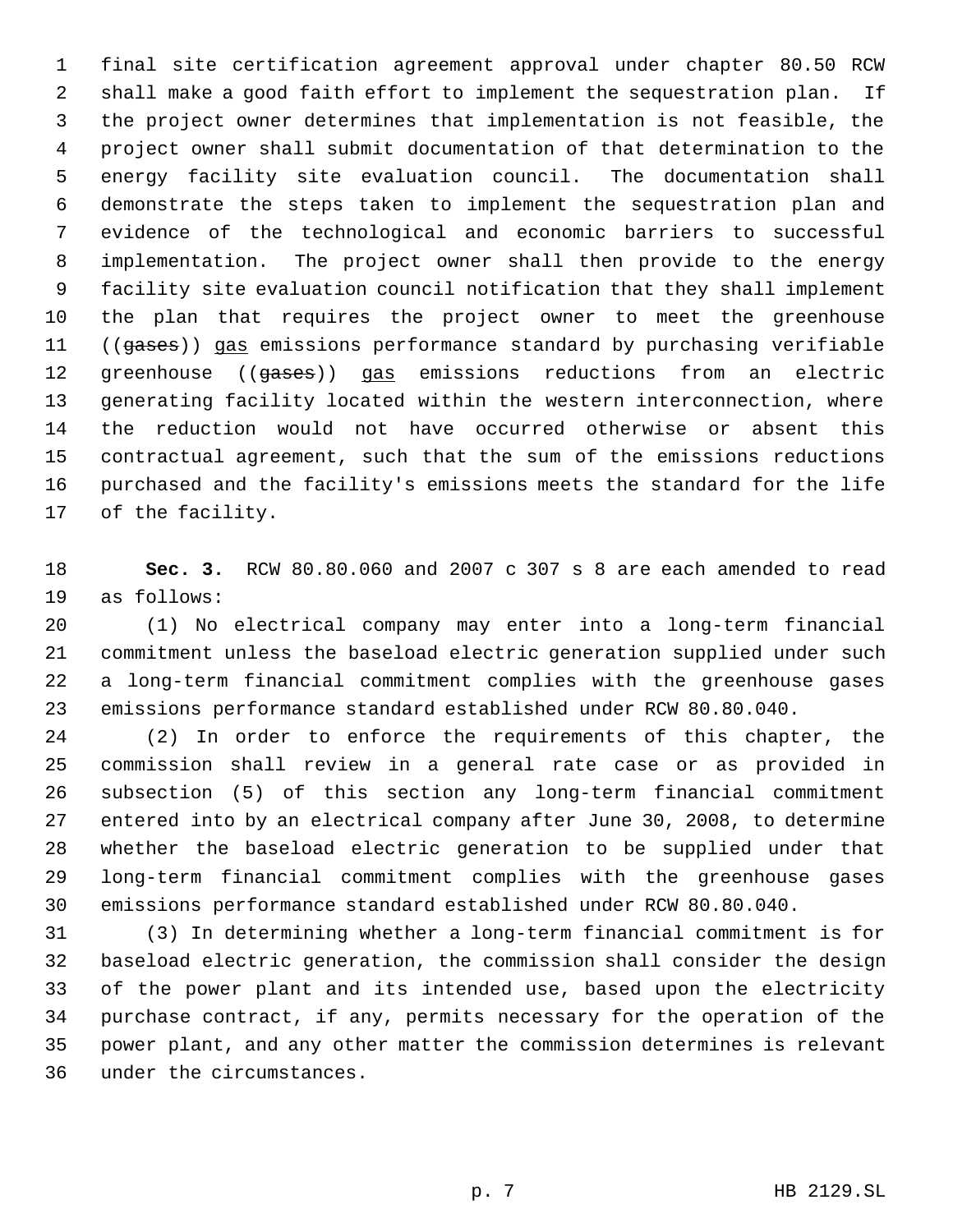final site certification agreement approval under chapter 80.50 RCW shall make a good faith effort to implement the sequestration plan. If the project owner determines that implementation is not feasible, the project owner shall submit documentation of that determination to the energy facility site evaluation council. The documentation shall demonstrate the steps taken to implement the sequestration plan and evidence of the technological and economic barriers to successful implementation. The project owner shall then provide to the energy facility site evaluation council notification that they shall implement the plan that requires the project owner to meet the greenhouse ((~~gases~~)) gas emissions performance standard by purchasing verifiable greenhouse ((~~gases~~)) gas emissions reductions from an electric generating facility located within the western interconnection, where the reduction would not have occurred otherwise or absent this contractual agreement, such that the sum of the emissions reductions purchased and the facility's emissions meets the standard for the life of the facility.

**Sec. 3.** RCW 80.80.060 and 2007 c 307 s 8 are each amended to read as follows:

(1) No electrical company may enter into a long-term financial commitment unless the baseload electric generation supplied under such a long-term financial commitment complies with the greenhouse gases emissions performance standard established under RCW 80.80.040.

(2) In order to enforce the requirements of this chapter, the commission shall review in a general rate case or as provided in subsection (5) of this section any long-term financial commitment entered into by an electrical company after June 30, 2008, to determine whether the baseload electric generation to be supplied under that long-term financial commitment complies with the greenhouse gases emissions performance standard established under RCW 80.80.040.

(3) In determining whether a long-term financial commitment is for baseload electric generation, the commission shall consider the design of the power plant and its intended use, based upon the electricity purchase contract, if any, permits necessary for the operation of the power plant, and any other matter the commission determines is relevant under the circumstances.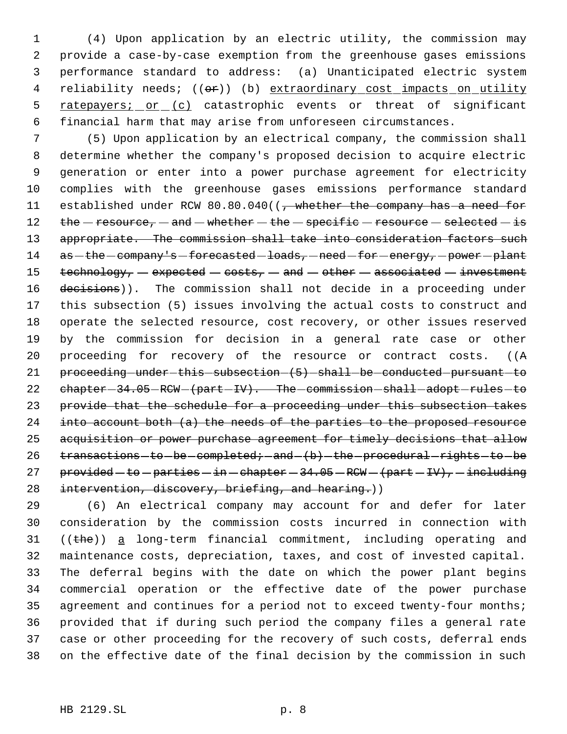(4) Upon application by an electric utility, the commission may provide a case-by-case exemption from the greenhouse gases emissions performance standard to address: (a) Unanticipated electric system reliability needs; ((~~or~~)) (b) <u>extraordinary cost impacts on utility ratepayers; or (c)</u> catastrophic events or threat of significant financial harm that may arise from unforeseen circumstances.

(5) Upon application by an electrical company, the commission shall determine whether the company's proposed decision to acquire electric generation or enter into a power purchase agreement for electricity complies with the greenhouse gases emissions performance standard established under RCW 80.80.040((~~, whether the company has a need for the resource, and whether the specific resource selected is appropriate. The commission shall take into consideration factors such as the company's forecasted loads, need for energy, power plant technology, expected costs, and other associated investment decisions~~)). The commission shall not decide in a proceeding under this subsection (5) issues involving the actual costs to construct and operate the selected resource, cost recovery, or other issues reserved by the commission for decision in a general rate case or other proceeding for recovery of the resource or contract costs. ((~~A proceeding under this subsection (5) shall be conducted pursuant to chapter 34.05 RCW (part IV). The commission shall adopt rules to provide that the schedule for a proceeding under this subsection takes into account both (a) the needs of the parties to the proposed resource acquisition or power purchase agreement for timely decisions that allow transactions to be completed; and (b) the procedural rights to be provided to parties in chapter 34.05 RCW (part IV), including intervention, discovery, briefing, and hearing.~~))

(6) An electrical company may account for and defer for later consideration by the commission costs incurred in connection with ((~~the~~)) <u>a</u> long-term financial commitment, including operating and maintenance costs, depreciation, taxes, and cost of invested capital. The deferral begins with the date on which the power plant begins commercial operation or the effective date of the power purchase agreement and continues for a period not to exceed twenty-four months; provided that if during such period the company files a general rate case or other proceeding for the recovery of such costs, deferral ends on the effective date of the final decision by the commission in such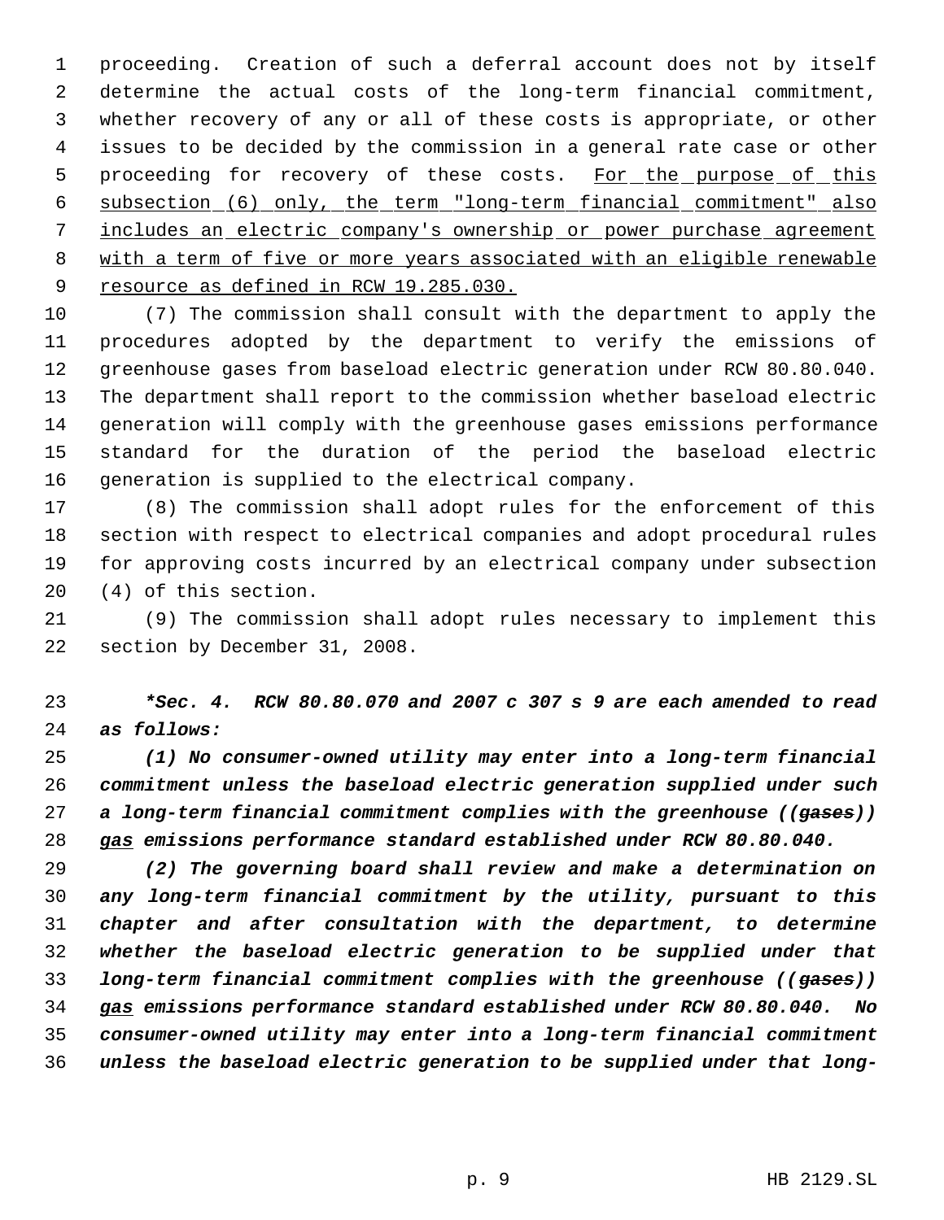proceeding. Creation of such a deferral account does not by itself determine the actual costs of the long-term financial commitment, whether recovery of any or all of these costs is appropriate, or other issues to be decided by the commission in a general rate case or other proceeding for recovery of these costs. For the purpose of this subsection (6) only, the term "long-term financial commitment" also includes an electric company's ownership or power purchase agreement with a term of five or more years associated with an eligible renewable resource as defined in RCW 19.285.030.

(7) The commission shall consult with the department to apply the procedures adopted by the department to verify the emissions of greenhouse gases from baseload electric generation under RCW 80.80.040. The department shall report to the commission whether baseload electric generation will comply with the greenhouse gases emissions performance standard for the duration of the period the baseload electric generation is supplied to the electrical company.

(8) The commission shall adopt rules for the enforcement of this section with respect to electrical companies and adopt procedural rules for approving costs incurred by an electrical company under subsection (4) of this section.

(9) The commission shall adopt rules necessary to implement this section by December 31, 2008.

***\*Sec. 4. RCW 80.80.070 and 2007 c 307 s 9 are each amended to read as follows:***

*(1) No consumer-owned utility may enter into a long-term financial commitment unless the baseload electric generation supplied under such a long-term financial commitment complies with the greenhouse ((~~gases~~)) gas emissions performance standard established under RCW 80.80.040.*

*(2) The governing board shall review and make a determination on any long-term financial commitment by the utility, pursuant to this chapter and after consultation with the department, to determine whether the baseload electric generation to be supplied under that long-term financial commitment complies with the greenhouse ((~~gases~~)) gas emissions performance standard established under RCW 80.80.040. No consumer-owned utility may enter into a long-term financial commitment unless the baseload electric generation to be supplied under that long-*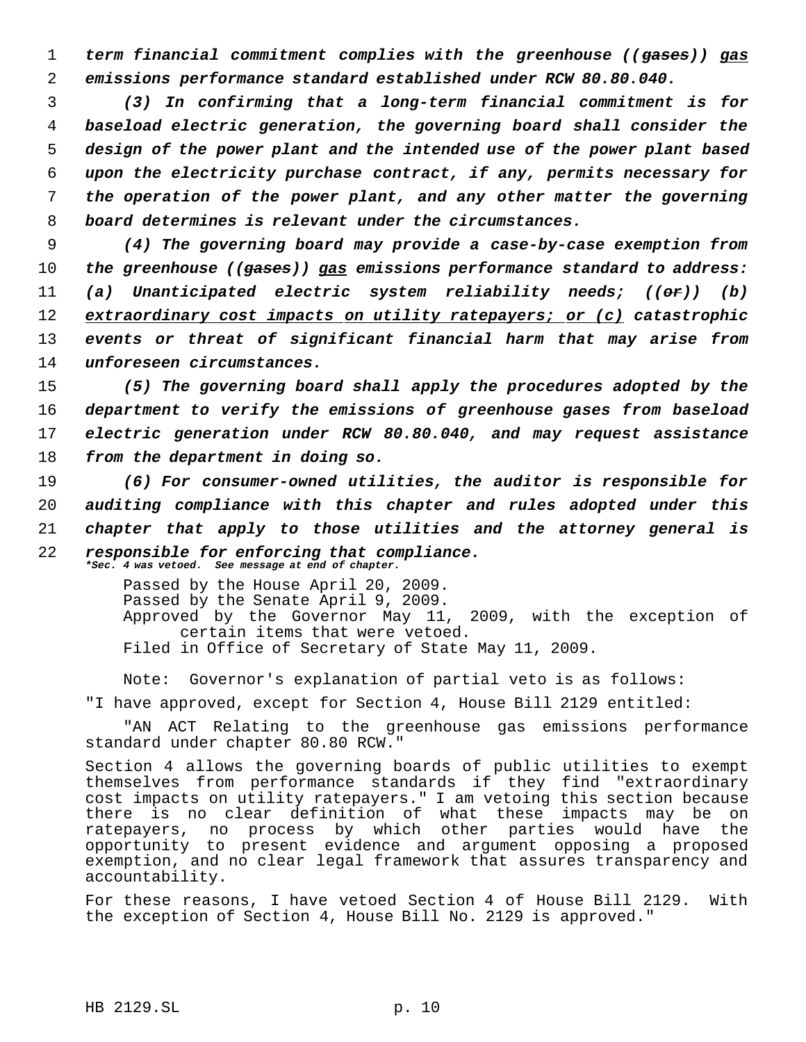*term financial commitment complies with the greenhouse ((~~gases~~)) <u>gas</u> emissions performance standard established under RCW 80.80.040.*

*(3) In confirming that a long-term financial commitment is for baseload electric generation, the governing board shall consider the design of the power plant and the intended use of the power plant based upon the electricity purchase contract, if any, permits necessary for the operation of the power plant, and any other matter the governing board determines is relevant under the circumstances.*

*(4) The governing board may provide a case-by-case exemption from the greenhouse ((~~gases~~)) <u>gas</u> emissions performance standard to address: (a) Unanticipated electric system reliability needs; ((~~or~~)) <u>(b) extraordinary cost impacts on utility ratepayers; or (c)</u> catastrophic events or threat of significant financial harm that may arise from unforeseen circumstances.*

*(5) The governing board shall apply the procedures adopted by the department to verify the emissions of greenhouse gases from baseload electric generation under RCW 80.80.040, and may request assistance from the department in doing so.*

*(6) For consumer-owned utilities, the auditor is responsible for auditing compliance with this chapter and rules adopted under this chapter that apply to those utilities and the attorney general is responsible for enforcing that compliance.*

***Sec. 4 was vetoed. See message at end of chapter.***

Passed by the House April 20, 2009.
Passed by the Senate April 9, 2009.
Approved by the Governor May 11, 2009, with the exception of certain items that were vetoed.
Filed in Office of Secretary of State May 11, 2009.

Note: Governor's explanation of partial veto is as follows:

"I have approved, except for Section 4, House Bill 2129 entitled:

"AN ACT Relating to the greenhouse gas emissions performance standard under chapter 80.80 RCW."

Section 4 allows the governing boards of public utilities to exempt themselves from performance standards if they find "extraordinary cost impacts on utility ratepayers." I am vetoing this section because there is no clear definition of what these impacts may be on ratepayers, no process by which other parties would have the opportunity to present evidence and argument opposing a proposed exemption, and no clear legal framework that assures transparency and accountability.

For these reasons, I have vetoed Section 4 of House Bill 2129. With the exception of Section 4, House Bill No. 2129 is approved."